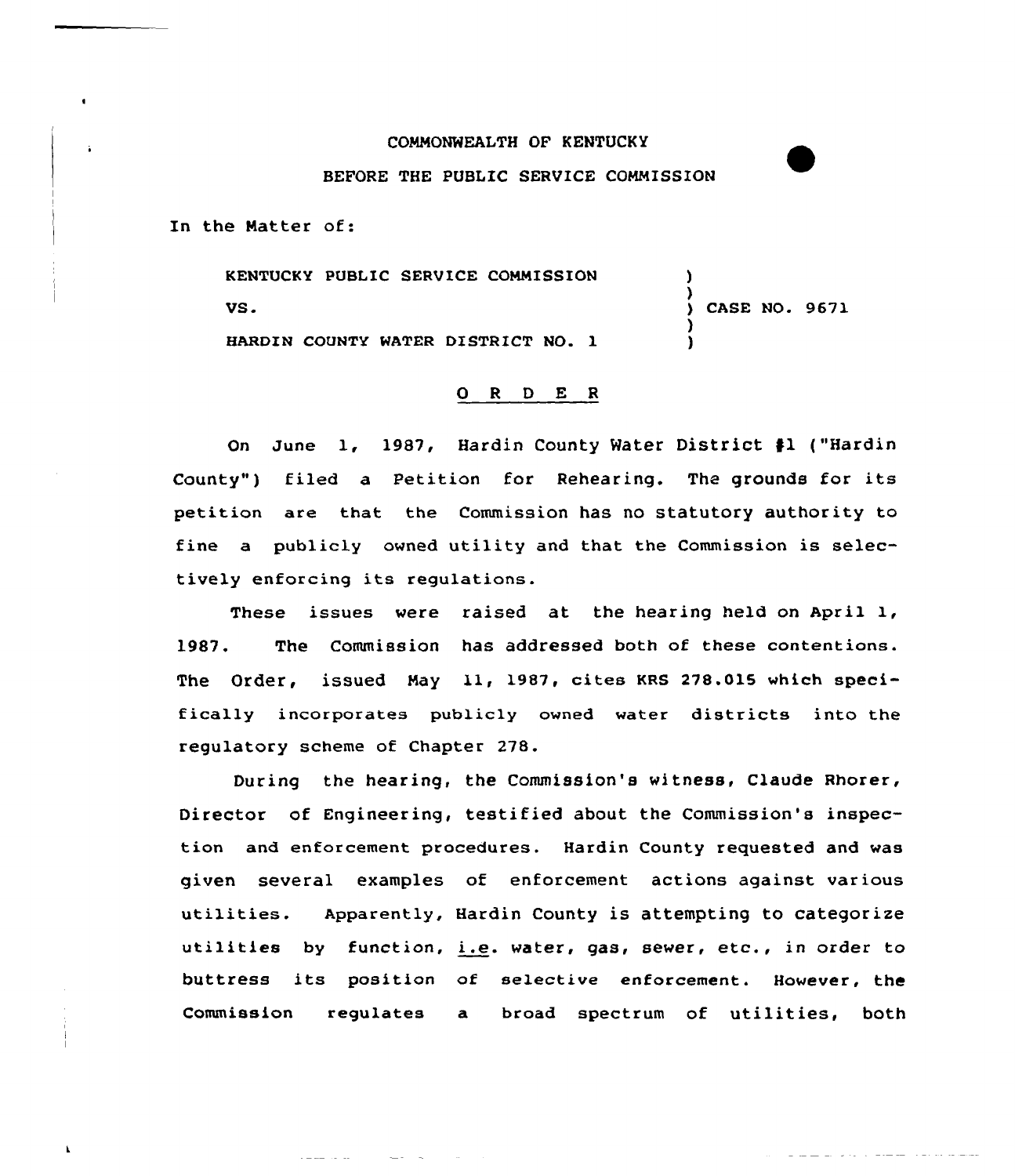COMMONWEALTH OF KENTUCKY

BEFORE THE PUBLIC SERVICE COMMISSION

In the Matter of:

| | | |
|---|---|---|
| KENTUCKY PUBLIC SERVICE COMMISSION | ) | |
| | ) | |
| VS. | ) | CASE NO. 9671 |
| | ) | |
| HARDIN COUNTY WATER DISTRICT NO. 1 | ) | |

O R D E R

On June 1, 1987, Hardin County Water District #1 ("Hardin County") filed a Petition for Rehearing. The grounds for its petition are that the Commission has no statutory authority to fine a publicly owned utility and that the Commission is selectively enforcing its regulations.

These issues were raised at the hearing held on April 1, 1987. The Commission has addressed both of these contentions. The Order, issued May 11, 1987, cites KRS 278.015 which specifically incorporates publicly owned water districts into the regulatory scheme of Chapter 278.

During the hearing, the Commission's witness, Claude Rhorer, Director of Engineering, testified about the Commission's inspection and enforcement procedures. Hardin County requested and was given several examples of enforcement actions against various utilities. Apparently, Hardin County is attempting to categorize utilities by function, i.e. water, gas, sewer, etc., in order to buttress its position of selective enforcement. However, the Commission regulates a broad spectrum of utilities, both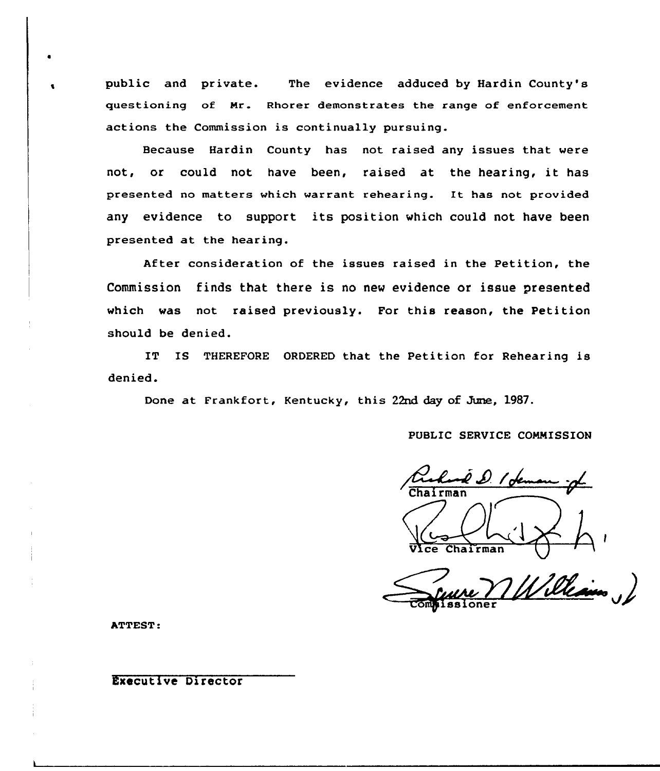public and private. The evidence adduced by Hardin County's questioning of Mr. Rhorer demonstrates the range of enforcement actions the Commission is continually pursuing.

Because Hardin County has not raised any issues that were not, or could not have been, raised at the hearing, it has presented no matters which warrant rehearing. It has not provided any evidence to support its position which could not have been presented at the hearing.

After consideration of the issues raised in the Petition, the Commission finds that there is no new evidence or issue presented which was not raised previously. For this reason, the Petition should be denied.

IT IS THEREFORE ORDERED that the Petition for Rehearing is denied.

Done at Frankfort, Kentucky, this 22nd day of June, 1987.

PUBLIC SERVICE COMMISSION

Chairman

Vice Chairman

Commissioner

ATTEST:

Executive Director